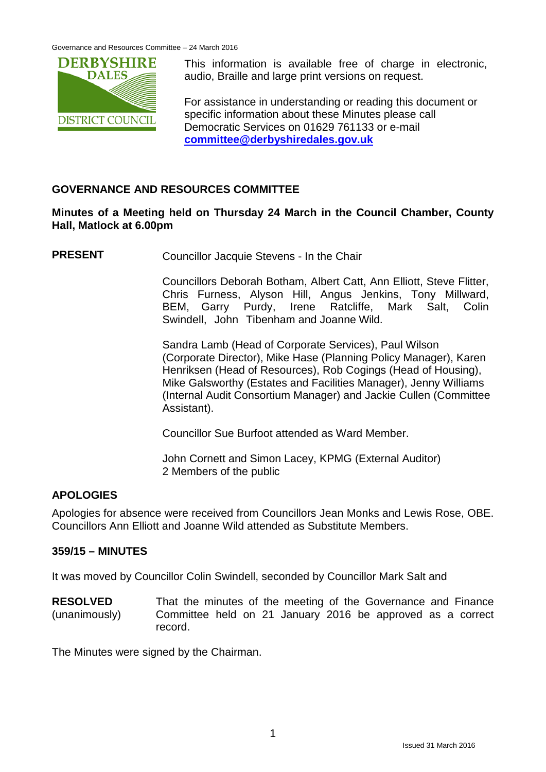This information is available free of charge in electronic, audio, Braille and large print versions on request.

For assistance in understanding or reading this document or specific information about these Minutes please call Democratic Services on 01629 761133 or e-mail **committee@derbyshiredales.gov.uk**

## GOVERNANCE AND RESOURCES COMMITTEE

**Minutes of a Meeting held on Thursday 24 March in the Council Chamber, County Hall, Matlock at 6.00pm**

**PRESENT** Councillor Jacquie Stevens - In the Chair

Councillors Deborah Botham, Albert Catt, Ann Elliott, Steve Flitter, Chris Furness, Alyson Hill, Angus Jenkins, Tony Millward, BEM, Garry Purdy, Irene Ratcliffe, Mark Salt, Colin Swindell, John Tibenham and Joanne Wild.

Sandra Lamb (Head of Corporate Services), Paul Wilson (Corporate Director), Mike Hase (Planning Policy Manager), Karen Henriksen (Head of Resources), Rob Cogings (Head of Housing), Mike Galsworthy (Estates and Facilities Manager), Jenny Williams (Internal Audit Consortium Manager) and Jackie Cullen (Committee Assistant).

Councillor Sue Burfoot attended as Ward Member.

John Cornett and Simon Lacey, KPMG (External Auditor)
2 Members of the public

### APOLOGIES

Apologies for absence were received from Councillors Jean Monks and Lewis Rose, OBE. Councillors Ann Elliott and Joanne Wild attended as Substitute Members.

### 359/15 – MINUTES

It was moved by Councillor Colin Swindell, seconded by Councillor Mark Salt and

**RESOLVED** (unanimously) That the minutes of the meeting of the Governance and Finance Committee held on 21 January 2016 be approved as a correct record.

The Minutes were signed by the Chairman.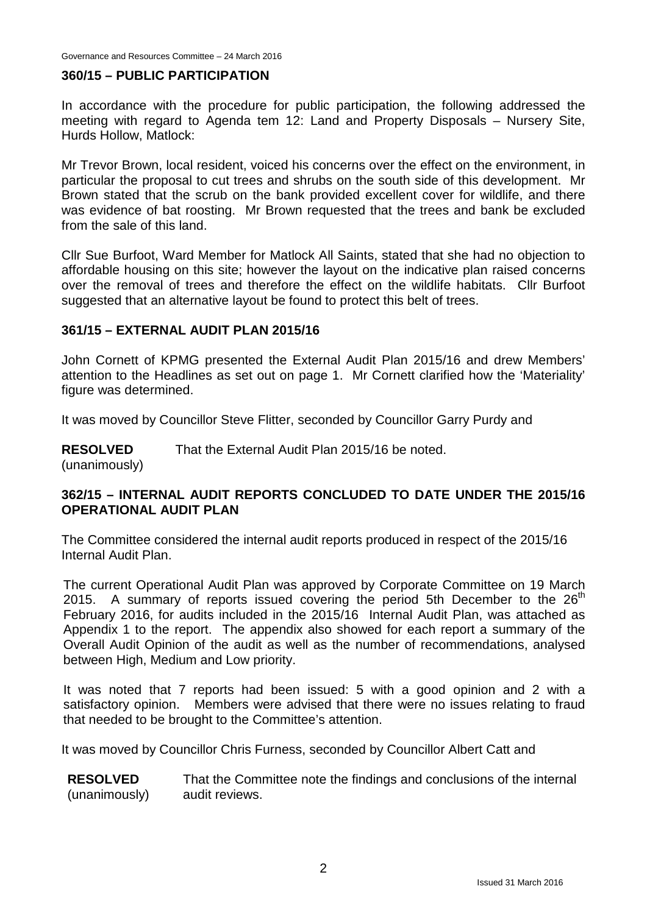## 360/15 – PUBLIC PARTICIPATION

In accordance with the procedure for public participation, the following addressed the meeting with regard to Agenda tem 12: Land and Property Disposals – Nursery Site, Hurds Hollow, Matlock:

Mr Trevor Brown, local resident, voiced his concerns over the effect on the environment, in particular the proposal to cut trees and shrubs on the south side of this development. Mr Brown stated that the scrub on the bank provided excellent cover for wildlife, and there was evidence of bat roosting. Mr Brown requested that the trees and bank be excluded from the sale of this land.

Cllr Sue Burfoot, Ward Member for Matlock All Saints, stated that she had no objection to affordable housing on this site; however the layout on the indicative plan raised concerns over the removal of trees and therefore the effect on the wildlife habitats. Cllr Burfoot suggested that an alternative layout be found to protect this belt of trees.

## 361/15 – EXTERNAL AUDIT PLAN 2015/16

John Cornett of KPMG presented the External Audit Plan 2015/16 and drew Members' attention to the Headlines as set out on page 1. Mr Cornett clarified how the 'Materiality' figure was determined.

It was moved by Councillor Steve Flitter, seconded by Councillor Garry Purdy and

**RESOLVED** (unanimously) That the External Audit Plan 2015/16 be noted.

## 362/15 – INTERNAL AUDIT REPORTS CONCLUDED TO DATE UNDER THE 2015/16 OPERATIONAL AUDIT PLAN

The Committee considered the internal audit reports produced in respect of the 2015/16 Internal Audit Plan.

The current Operational Audit Plan was approved by Corporate Committee on 19 March 2015. A summary of reports issued covering the period 5th December to the 26th February 2016, for audits included in the 2015/16 Internal Audit Plan, was attached as Appendix 1 to the report. The appendix also showed for each report a summary of the Overall Audit Opinion of the audit as well as the number of recommendations, analysed between High, Medium and Low priority.

It was noted that 7 reports had been issued: 5 with a good opinion and 2 with a satisfactory opinion. Members were advised that there were no issues relating to fraud that needed to be brought to the Committee's attention.

It was moved by Councillor Chris Furness, seconded by Councillor Albert Catt and

**RESOLVED** (unanimously) That the Committee note the findings and conclusions of the internal audit reviews.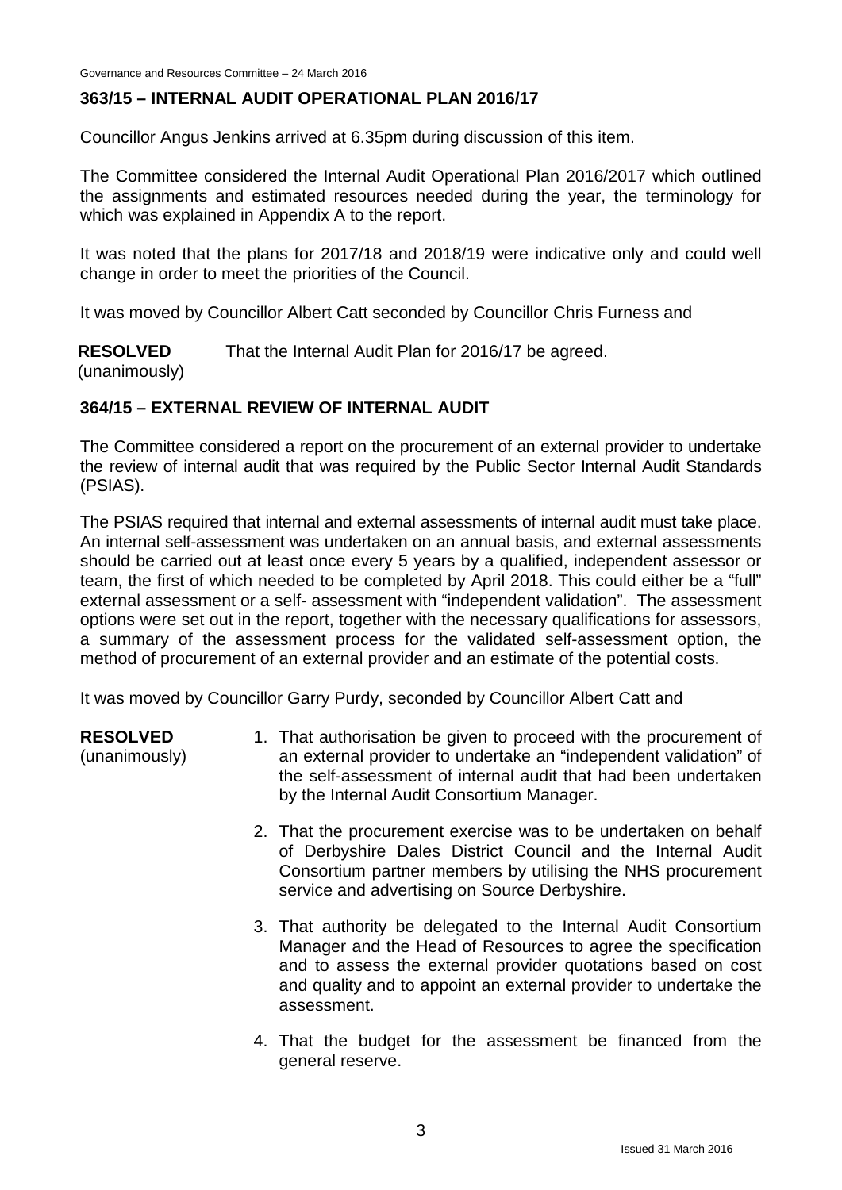## 363/15 – INTERNAL AUDIT OPERATIONAL PLAN 2016/17

Councillor Angus Jenkins arrived at 6.35pm during discussion of this item.

The Committee considered the Internal Audit Operational Plan 2016/2017 which outlined the assignments and estimated resources needed during the year, the terminology for which was explained in Appendix A to the report.

It was noted that the plans for 2017/18 and 2018/19 were indicative only and could well change in order to meet the priorities of the Council.

It was moved by Councillor Albert Catt seconded by Councillor Chris Furness and

**RESOLVED** (unanimously) That the Internal Audit Plan for 2016/17 be agreed.

## 364/15 – EXTERNAL REVIEW OF INTERNAL AUDIT

The Committee considered a report on the procurement of an external provider to undertake the review of internal audit that was required by the Public Sector Internal Audit Standards (PSIAS).

The PSIAS required that internal and external assessments of internal audit must take place. An internal self-assessment was undertaken on an annual basis, and external assessments should be carried out at least once every 5 years by a qualified, independent assessor or team, the first of which needed to be completed by April 2018. This could either be a "full" external assessment or a self- assessment with "independent validation". The assessment options were set out in the report, together with the necessary qualifications for assessors, a summary of the assessment process for the validated self-assessment option, the method of procurement of an external provider and an estimate of the potential costs.

It was moved by Councillor Garry Purdy, seconded by Councillor Albert Catt and

**RESOLVED** (unanimously)

1. That authorisation be given to proceed with the procurement of an external provider to undertake an "independent validation" of the self-assessment of internal audit that had been undertaken by the Internal Audit Consortium Manager.
2. That the procurement exercise was to be undertaken on behalf of Derbyshire Dales District Council and the Internal Audit Consortium partner members by utilising the NHS procurement service and advertising on Source Derbyshire.
3. That authority be delegated to the Internal Audit Consortium Manager and the Head of Resources to agree the specification and to assess the external provider quotations based on cost and quality and to appoint an external provider to undertake the assessment.
4. That the budget for the assessment be financed from the general reserve.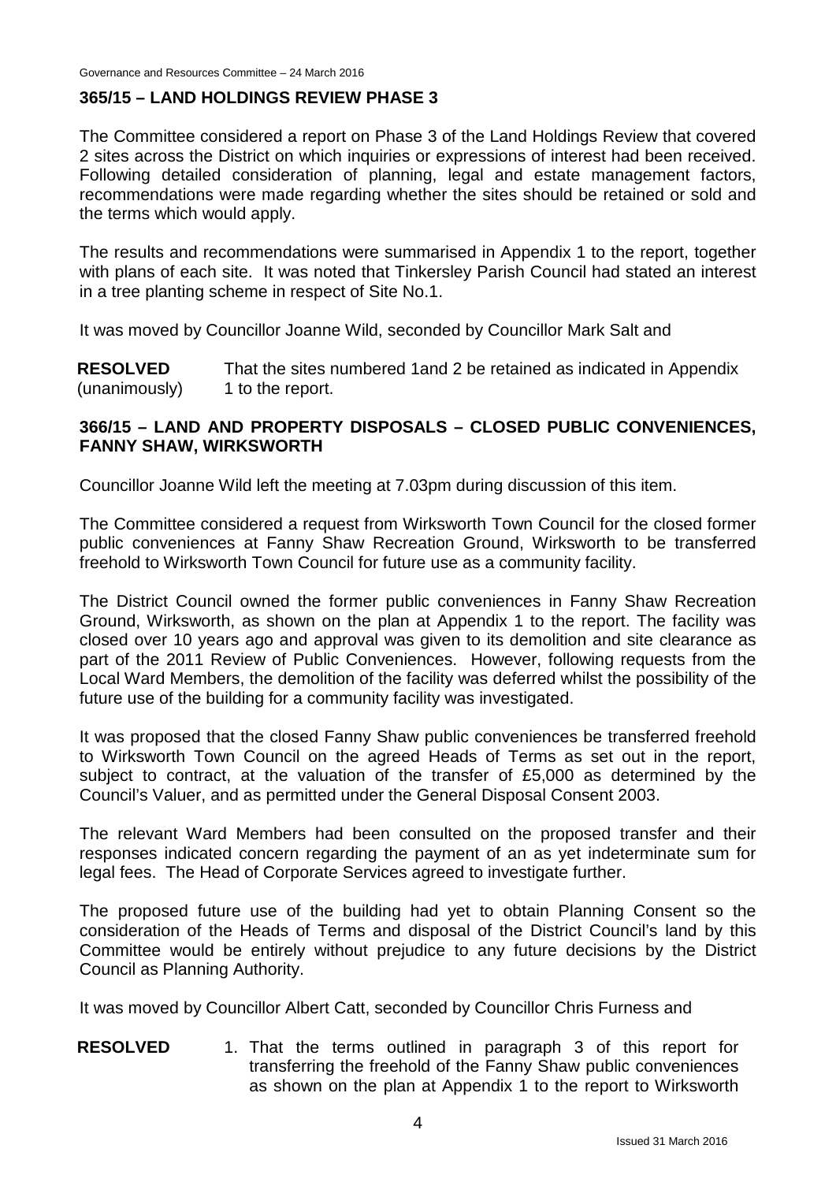## 365/15 – LAND HOLDINGS REVIEW PHASE 3

The Committee considered a report on Phase 3 of the Land Holdings Review that covered 2 sites across the District on which inquiries or expressions of interest had been received. Following detailed consideration of planning, legal and estate management factors, recommendations were made regarding whether the sites should be retained or sold and the terms which would apply.

The results and recommendations were summarised in Appendix 1 to the report, together with plans of each site. It was noted that Tinkersley Parish Council had stated an interest in a tree planting scheme in respect of Site No.1.

It was moved by Councillor Joanne Wild, seconded by Councillor Mark Salt and

**RESOLVED** (unanimously) That the sites numbered 1and 2 be retained as indicated in Appendix 1 to the report.

## 366/15 – LAND AND PROPERTY DISPOSALS – CLOSED PUBLIC CONVENIENCES, FANNY SHAW, WIRKSWORTH

Councillor Joanne Wild left the meeting at 7.03pm during discussion of this item.

The Committee considered a request from Wirksworth Town Council for the closed former public conveniences at Fanny Shaw Recreation Ground, Wirksworth to be transferred freehold to Wirksworth Town Council for future use as a community facility.

The District Council owned the former public conveniences in Fanny Shaw Recreation Ground, Wirksworth, as shown on the plan at Appendix 1 to the report. The facility was closed over 10 years ago and approval was given to its demolition and site clearance as part of the 2011 Review of Public Conveniences. However, following requests from the Local Ward Members, the demolition of the facility was deferred whilst the possibility of the future use of the building for a community facility was investigated.

It was proposed that the closed Fanny Shaw public conveniences be transferred freehold to Wirksworth Town Council on the agreed Heads of Terms as set out in the report, subject to contract, at the valuation of the transfer of £5,000 as determined by the Council's Valuer, and as permitted under the General Disposal Consent 2003.

The relevant Ward Members had been consulted on the proposed transfer and their responses indicated concern regarding the payment of an as yet indeterminate sum for legal fees. The Head of Corporate Services agreed to investigate further.

The proposed future use of the building had yet to obtain Planning Consent so the consideration of the Heads of Terms and disposal of the District Council's land by this Committee would be entirely without prejudice to any future decisions by the District Council as Planning Authority.

It was moved by Councillor Albert Catt, seconded by Councillor Chris Furness and

**RESOLVED**

1. That the terms outlined in paragraph 3 of this report for transferring the freehold of the Fanny Shaw public conveniences as shown on the plan at Appendix 1 to the report to Wirksworth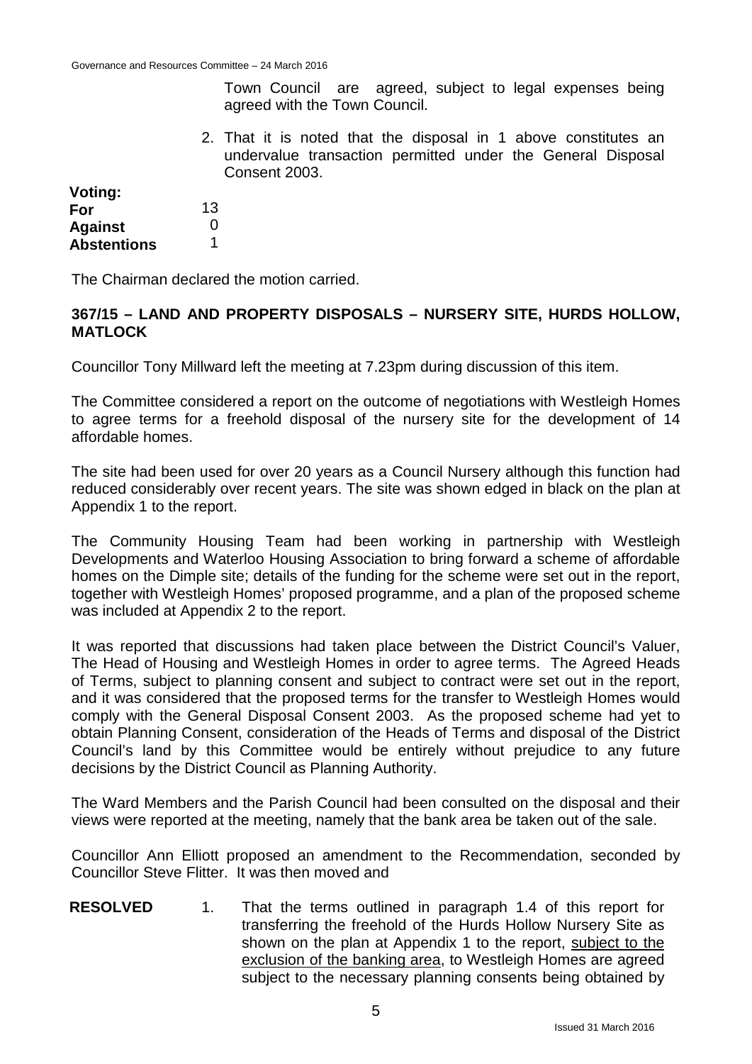Town Council are agreed, subject to legal expenses being agreed with the Town Council.

2. That it is noted that the disposal in 1 above constitutes an undervalue transaction permitted under the General Disposal Consent 2003.

| **Voting:** | |
|---|---|
| **For** | 13 |
| **Against** | 0 |
| **Abstentions** | 1 |

The Chairman declared the motion carried.

**367/15 – LAND AND PROPERTY DISPOSALS – NURSERY SITE, HURDS HOLLOW, MATLOCK**

Councillor Tony Millward left the meeting at 7.23pm during discussion of this item.

The Committee considered a report on the outcome of negotiations with Westleigh Homes to agree terms for a freehold disposal of the nursery site for the development of 14 affordable homes.

The site had been used for over 20 years as a Council Nursery although this function had reduced considerably over recent years. The site was shown edged in black on the plan at Appendix 1 to the report.

The Community Housing Team had been working in partnership with Westleigh Developments and Waterloo Housing Association to bring forward a scheme of affordable homes on the Dimple site; details of the funding for the scheme were set out in the report, together with Westleigh Homes' proposed programme, and a plan of the proposed scheme was included at Appendix 2 to the report.

It was reported that discussions had taken place between the District Council's Valuer, The Head of Housing and Westleigh Homes in order to agree terms. The Agreed Heads of Terms, subject to planning consent and subject to contract were set out in the report, and it was considered that the proposed terms for the transfer to Westleigh Homes would comply with the General Disposal Consent 2003. As the proposed scheme had yet to obtain Planning Consent, consideration of the Heads of Terms and disposal of the District Council's land by this Committee would be entirely without prejudice to any future decisions by the District Council as Planning Authority.

The Ward Members and the Parish Council had been consulted on the disposal and their views were reported at the meeting, namely that the bank area be taken out of the sale.

Councillor Ann Elliott proposed an amendment to the Recommendation, seconded by Councillor Steve Flitter. It was then moved and

**RESOLVED** 1. That the terms outlined in paragraph 1.4 of this report for transferring the freehold of the Hurds Hollow Nursery Site as shown on the plan at Appendix 1 to the report, subject to the exclusion of the banking area, to Westleigh Homes are agreed subject to the necessary planning consents being obtained by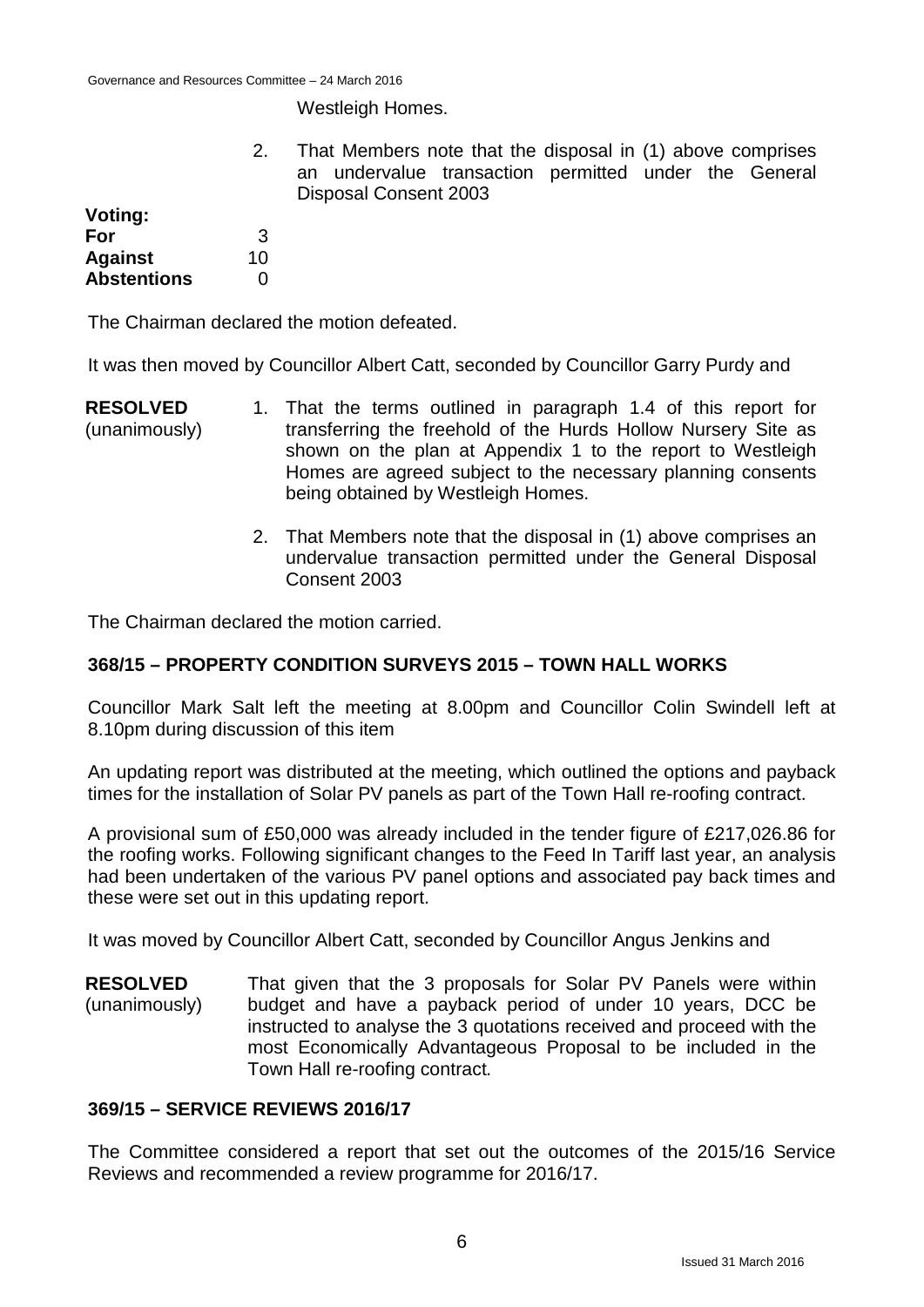Westleigh Homes.

2. That Members note that the disposal in (1) above comprises an undervalue transaction permitted under the General Disposal Consent 2003

| **Voting:** | |
|---|---|
| **For** | 3 |
| **Against** | 10 |
| **Abstentions** | 0 |

The Chairman declared the motion defeated.

It was then moved by Councillor Albert Catt, seconded by Councillor Garry Purdy and

**RESOLVED** (unanimously)

1. That the terms outlined in paragraph 1.4 of this report for transferring the freehold of the Hurds Hollow Nursery Site as shown on the plan at Appendix 1 to the report to Westleigh Homes are agreed subject to the necessary planning consents being obtained by Westleigh Homes.
2. That Members note that the disposal in (1) above comprises an undervalue transaction permitted under the General Disposal Consent 2003

The Chairman declared the motion carried.

## 368/15 – PROPERTY CONDITION SURVEYS 2015 – TOWN HALL WORKS

Councillor Mark Salt left the meeting at 8.00pm and Councillor Colin Swindell left at 8.10pm during discussion of this item

An updating report was distributed at the meeting, which outlined the options and payback times for the installation of Solar PV panels as part of the Town Hall re-roofing contract.

A provisional sum of £50,000 was already included in the tender figure of £217,026.86 for the roofing works. Following significant changes to the Feed In Tariff last year, an analysis had been undertaken of the various PV panel options and associated pay back times and these were set out in this updating report.

It was moved by Councillor Albert Catt, seconded by Councillor Angus Jenkins and

**RESOLVED** (unanimously)

That given that the 3 proposals for Solar PV Panels were within budget and have a payback period of under 10 years, DCC be instructed to analyse the 3 quotations received and proceed with the most Economically Advantageous Proposal to be included in the Town Hall re-roofing contract.

## 369/15 – SERVICE REVIEWS 2016/17

The Committee considered a report that set out the outcomes of the 2015/16 Service Reviews and recommended a review programme for 2016/17.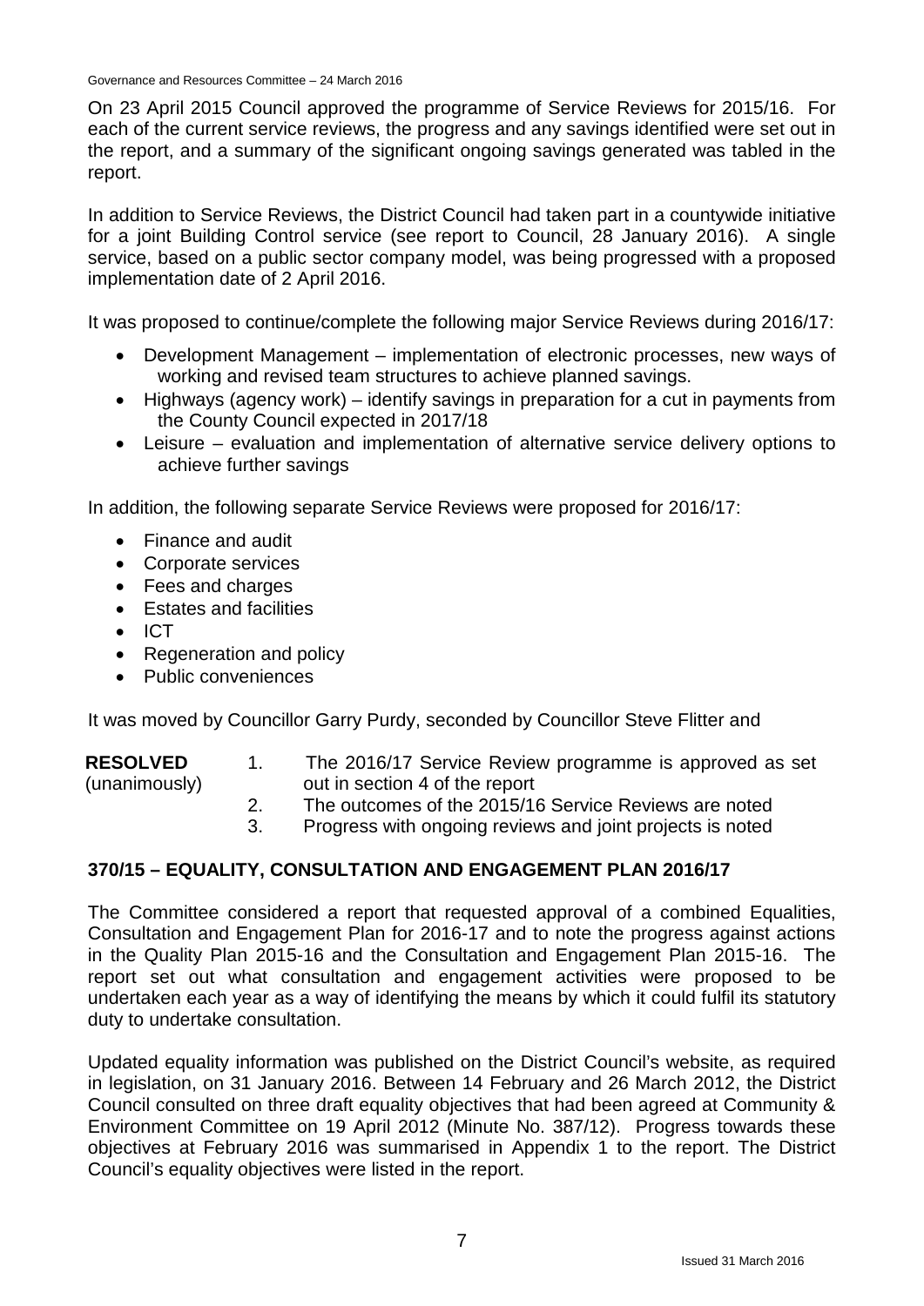On 23 April 2015 Council approved the programme of Service Reviews for 2015/16. For each of the current service reviews, the progress and any savings identified were set out in the report, and a summary of the significant ongoing savings generated was tabled in the report.

In addition to Service Reviews, the District Council had taken part in a countywide initiative for a joint Building Control service (see report to Council, 28 January 2016). A single service, based on a public sector company model, was being progressed with a proposed implementation date of 2 April 2016.

It was proposed to continue/complete the following major Service Reviews during 2016/17:

- Development Management – implementation of electronic processes, new ways of working and revised team structures to achieve planned savings.
- Highways (agency work) – identify savings in preparation for a cut in payments from the County Council expected in 2017/18
- Leisure – evaluation and implementation of alternative service delivery options to achieve further savings

In addition, the following separate Service Reviews were proposed for 2016/17:

- Finance and audit
- Corporate services
- Fees and charges
- Estates and facilities
- ICT
- Regeneration and policy
- Public conveniences

It was moved by Councillor Garry Purdy, seconded by Councillor Steve Flitter and

**RESOLVED** (unanimously)

1. The 2016/17 Service Review programme is approved as set out in section 4 of the report
2. The outcomes of the 2015/16 Service Reviews are noted
3. Progress with ongoing reviews and joint projects is noted

## 370/15 – EQUALITY, CONSULTATION AND ENGAGEMENT PLAN 2016/17

The Committee considered a report that requested approval of a combined Equalities, Consultation and Engagement Plan for 2016-17 and to note the progress against actions in the Quality Plan 2015-16 and the Consultation and Engagement Plan 2015-16. The report set out what consultation and engagement activities were proposed to be undertaken each year as a way of identifying the means by which it could fulfil its statutory duty to undertake consultation.

Updated equality information was published on the District Council's website, as required in legislation, on 31 January 2016. Between 14 February and 26 March 2012, the District Council consulted on three draft equality objectives that had been agreed at Community & Environment Committee on 19 April 2012 (Minute No. 387/12). Progress towards these objectives at February 2016 was summarised in Appendix 1 to the report. The District Council's equality objectives were listed in the report.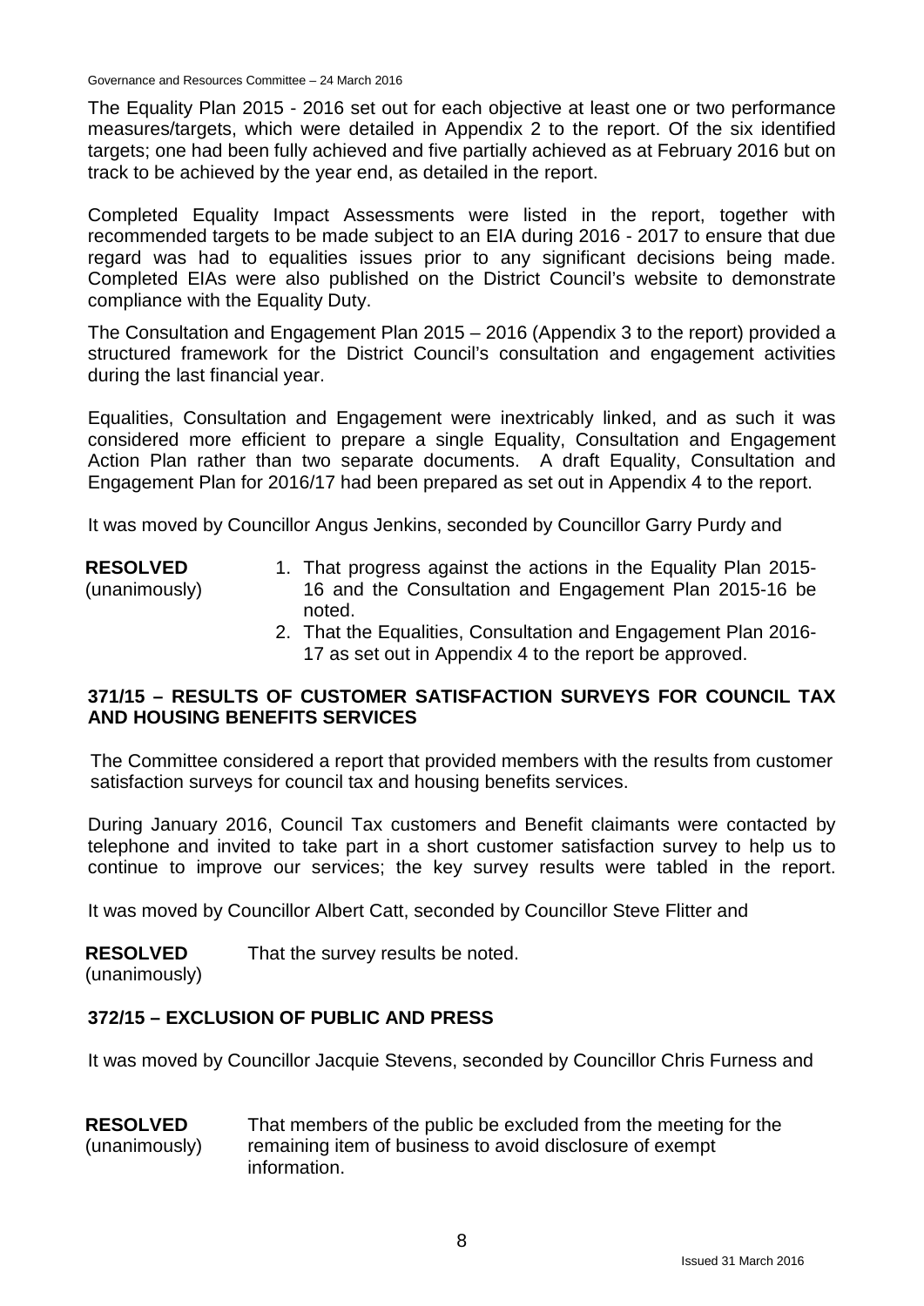The Equality Plan 2015 - 2016 set out for each objective at least one or two performance measures/targets, which were detailed in Appendix 2 to the report. Of the six identified targets; one had been fully achieved and five partially achieved as at February 2016 but on track to be achieved by the year end, as detailed in the report.

Completed Equality Impact Assessments were listed in the report, together with recommended targets to be made subject to an EIA during 2016 - 2017 to ensure that due regard was had to equalities issues prior to any significant decisions being made. Completed EIAs were also published on the District Council's website to demonstrate compliance with the Equality Duty.

The Consultation and Engagement Plan 2015 – 2016 (Appendix 3 to the report) provided a structured framework for the District Council's consultation and engagement activities during the last financial year.

Equalities, Consultation and Engagement were inextricably linked, and as such it was considered more efficient to prepare a single Equality, Consultation and Engagement Action Plan rather than two separate documents. A draft Equality, Consultation and Engagement Plan for 2016/17 had been prepared as set out in Appendix 4 to the report.

It was moved by Councillor Angus Jenkins, seconded by Councillor Garry Purdy and

**RESOLVED** (unanimously)

1. That progress against the actions in the Equality Plan 2015-16 and the Consultation and Engagement Plan 2015-16 be noted.
2. That the Equalities, Consultation and Engagement Plan 2016-17 as set out in Appendix 4 to the report be approved.

## 371/15 – RESULTS OF CUSTOMER SATISFACTION SURVEYS FOR COUNCIL TAX AND HOUSING BENEFITS SERVICES

The Committee considered a report that provided members with the results from customer satisfaction surveys for council tax and housing benefits services.

During January 2016, Council Tax customers and Benefit claimants were contacted by telephone and invited to take part in a short customer satisfaction survey to help us to continue to improve our services; the key survey results were tabled in the report.

It was moved by Councillor Albert Catt, seconded by Councillor Steve Flitter and

**RESOLVED** (unanimously)

That the survey results be noted.

## 372/15 – EXCLUSION OF PUBLIC AND PRESS

It was moved by Councillor Jacquie Stevens, seconded by Councillor Chris Furness and

**RESOLVED** (unanimously)

That members of the public be excluded from the meeting for the remaining item of business to avoid disclosure of exempt information.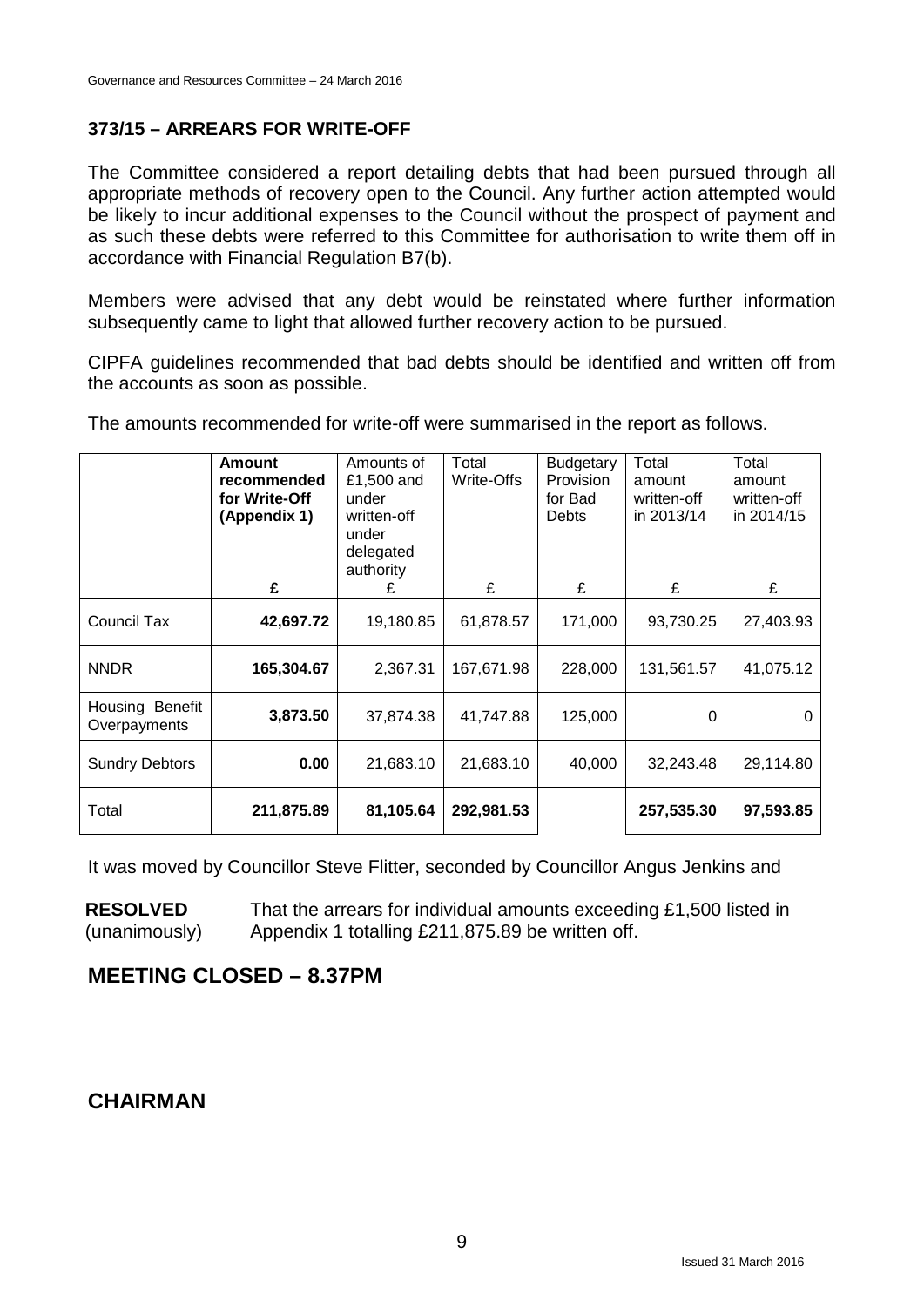## 373/15 – ARREARS FOR WRITE-OFF

The Committee considered a report detailing debts that had been pursued through all appropriate methods of recovery open to the Council. Any further action attempted would be likely to incur additional expenses to the Council without the prospect of payment and as such these debts were referred to this Committee for authorisation to write them off in accordance with Financial Regulation B7(b).

Members were advised that any debt would be reinstated where further information subsequently came to light that allowed further recovery action to be pursued.

CIPFA guidelines recommended that bad debts should be identified and written off from the accounts as soon as possible.

The amounts recommended for write-off were summarised in the report as follows.

| | **Amount recommended for Write-Off (Appendix 1)** | Amounts of £1,500 and under written-off under delegated authority | Total Write-Offs | Budgetary Provision for Bad Debts | Total amount written-off in 2013/14 | Total amount written-off in 2014/15 |
|---|---|---|---|---|---|---|
| | **£** | £ | £ | £ | £ | £ |
| Council Tax | **42,697.72** | 19,180.85 | 61,878.57 | 171,000 | 93,730.25 | 27,403.93 |
| NNDR | **165,304.67** | 2,367.31 | 167,671.98 | 228,000 | 131,561.57 | 41,075.12 |
| Housing Benefit Overpayments | **3,873.50** | 37,874.38 | 41,747.88 | 125,000 | 0 | 0 |
| Sundry Debtors | **0.00** | 21,683.10 | 21,683.10 | 40,000 | 32,243.48 | 29,114.80 |
| Total | **211,875.89** | **81,105.64** | **292,981.53** | | **257,535.30** | **97,593.85** |

It was moved by Councillor Steve Flitter, seconded by Councillor Angus Jenkins and

**RESOLVED** (unanimously) That the arrears for individual amounts exceeding £1,500 listed in Appendix 1 totalling £211,875.89 be written off.

## MEETING CLOSED – 8.37PM

## CHAIRMAN